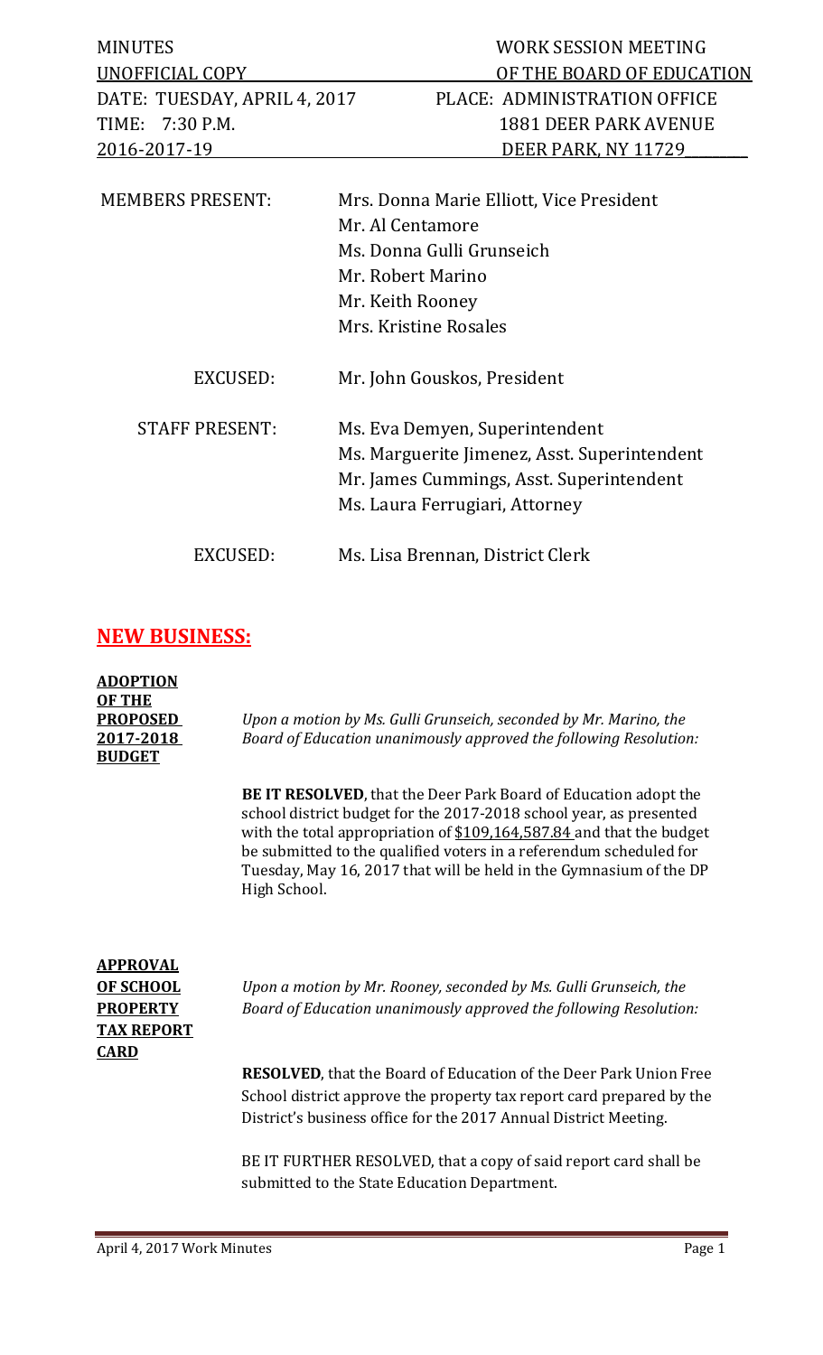| MINUTES | WORK SESSION MEETING |
|---|---|
| UNOFFICIAL COPY | OF THE BOARD OF EDUCATION |
| DATE: TUESDAY, APRIL 4, 2017 | PLACE: ADMINISTRATION OFFICE |
| TIME: 7:30 P.M. | 1881 DEER PARK AVENUE |
| 2016-2017-19 | DEER PARK, NY 11729 |

MEMBERS PRESENT: Mrs. Donna Marie Elliott, Vice President
Mr. Al Centamore
Ms. Donna Gulli Grunseich
Mr. Robert Marino
Mr. Keith Rooney
Mrs. Kristine Rosales

EXCUSED: Mr. John Gouskos, President

STAFF PRESENT: Ms. Eva Demyen, Superintendent
Ms. Marguerite Jimenez, Asst. Superintendent
Mr. James Cummings, Asst. Superintendent
Ms. Laura Ferrugiari, Attorney

EXCUSED: Ms. Lisa Brennan, District Clerk

## NEW BUSINESS:

**ADOPTION OF THE PROPOSED 2017-2018 BUDGET**

*Upon a motion by Ms. Gulli Grunseich, seconded by Mr. Marino, the Board of Education unanimously approved the following Resolution:*

**BE IT RESOLVED**, that the Deer Park Board of Education adopt the school district budget for the 2017-2018 school year, as presented with the total appropriation of $109,164,587.84 and that the budget be submitted to the qualified voters in a referendum scheduled for Tuesday, May 16, 2017 that will be held in the Gymnasium of the DP High School.

**APPROVAL OF SCHOOL PROPERTY TAX REPORT CARD**

*Upon a motion by Mr. Rooney, seconded by Ms. Gulli Grunseich, the Board of Education unanimously approved the following Resolution:*

**RESOLVED**, that the Board of Education of the Deer Park Union Free School district approve the property tax report card prepared by the District's business office for the 2017 Annual District Meeting.

BE IT FURTHER RESOLVED, that a copy of said report card shall be submitted to the State Education Department.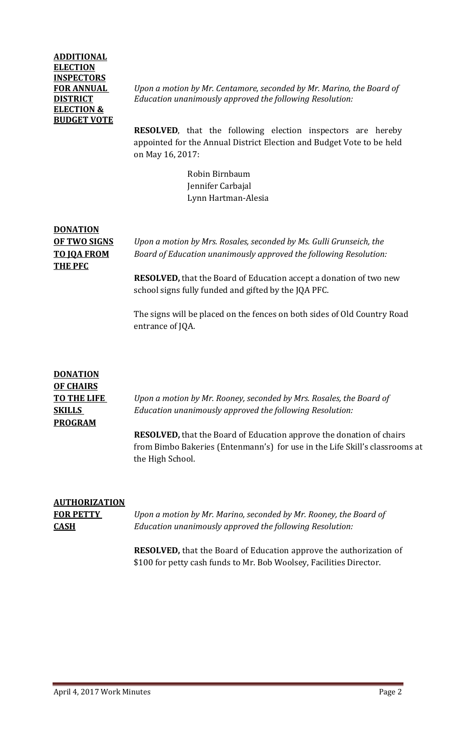**ADDITIONAL ELECTION INSPECTORS FOR ANNUAL DISTRICT ELECTION & BUDGET VOTE**

*Upon a motion by Mr. Centamore, seconded by Mr. Marino, the Board of Education unanimously approved the following Resolution:*

**RESOLVED**, that the following election inspectors are hereby appointed for the Annual District Election and Budget Vote to be held on May 16, 2017:

Robin Birnbaum
Jennifer Carbajal
Lynn Hartman-Alesia

**DONATION OF TWO SIGNS TO JQA FROM THE PFC**

*Upon a motion by Mrs. Rosales, seconded by Ms. Gulli Grunseich, the Board of Education unanimously approved the following Resolution:*

**RESOLVED,** that the Board of Education accept a donation of two new school signs fully funded and gifted by the JQA PFC.

The signs will be placed on the fences on both sides of Old Country Road entrance of JQA.

**DONATION OF CHAIRS TO THE LIFE SKILLS PROGRAM**

*Upon a motion by Mr. Rooney, seconded by Mrs. Rosales, the Board of Education unanimously approved the following Resolution:*

**RESOLVED,** that the Board of Education approve the donation of chairs from Bimbo Bakeries (Entenmann's) for use in the Life Skill's classrooms at the High School.

**AUTHORIZATION FOR PETTY CASH**

*Upon a motion by Mr. Marino, seconded by Mr. Rooney, the Board of Education unanimously approved the following Resolution:*

**RESOLVED,** that the Board of Education approve the authorization of $100 for petty cash funds to Mr. Bob Woolsey, Facilities Director.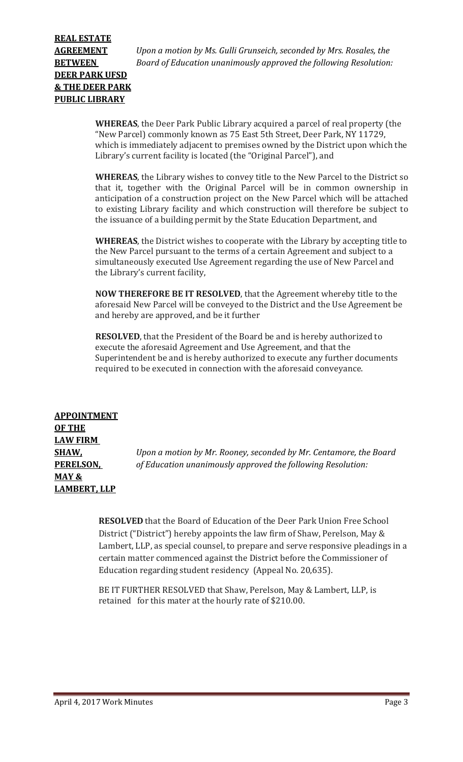**REAL ESTATE AGREEMENT BETWEEN DEER PARK UFSD & THE DEER PARK PUBLIC LIBRARY**

*Upon a motion by Ms. Gulli Grunseich, seconded by Mrs. Rosales, the Board of Education unanimously approved the following Resolution:*

**WHEREAS**, the Deer Park Public Library acquired a parcel of real property (the "New Parcel) commonly known as 75 East 5th Street, Deer Park, NY 11729, which is immediately adjacent to premises owned by the District upon which the Library's current facility is located (the "Original Parcel"), and

**WHEREAS**, the Library wishes to convey title to the New Parcel to the District so that it, together with the Original Parcel will be in common ownership in anticipation of a construction project on the New Parcel which will be attached to existing Library facility and which construction will therefore be subject to the issuance of a building permit by the State Education Department, and

**WHEREAS**, the District wishes to cooperate with the Library by accepting title to the New Parcel pursuant to the terms of a certain Agreement and subject to a simultaneously executed Use Agreement regarding the use of New Parcel and the Library's current facility,

**NOW THEREFORE BE IT RESOLVED**, that the Agreement whereby title to the aforesaid New Parcel will be conveyed to the District and the Use Agreement be and hereby are approved, and be it further

**RESOLVED**, that the President of the Board be and is hereby authorized to execute the aforesaid Agreement and Use Agreement, and that the Superintendent be and is hereby authorized to execute any further documents required to be executed in connection with the aforesaid conveyance.

**APPOINTMENT OF THE LAW FIRM SHAW, PERELSON, MAY & LAMBERT, LLP**

*Upon a motion by Mr. Rooney, seconded by Mr. Centamore, the Board of Education unanimously approved the following Resolution:*

**RESOLVED** that the Board of Education of the Deer Park Union Free School District ("District") hereby appoints the law firm of Shaw, Perelson, May & Lambert, LLP, as special counsel, to prepare and serve responsive pleadings in a certain matter commenced against the District before the Commissioner of Education regarding student residency (Appeal No. 20,635).

BE IT FURTHER RESOLVED that Shaw, Perelson, May & Lambert, LLP, is retained for this mater at the hourly rate of $210.00.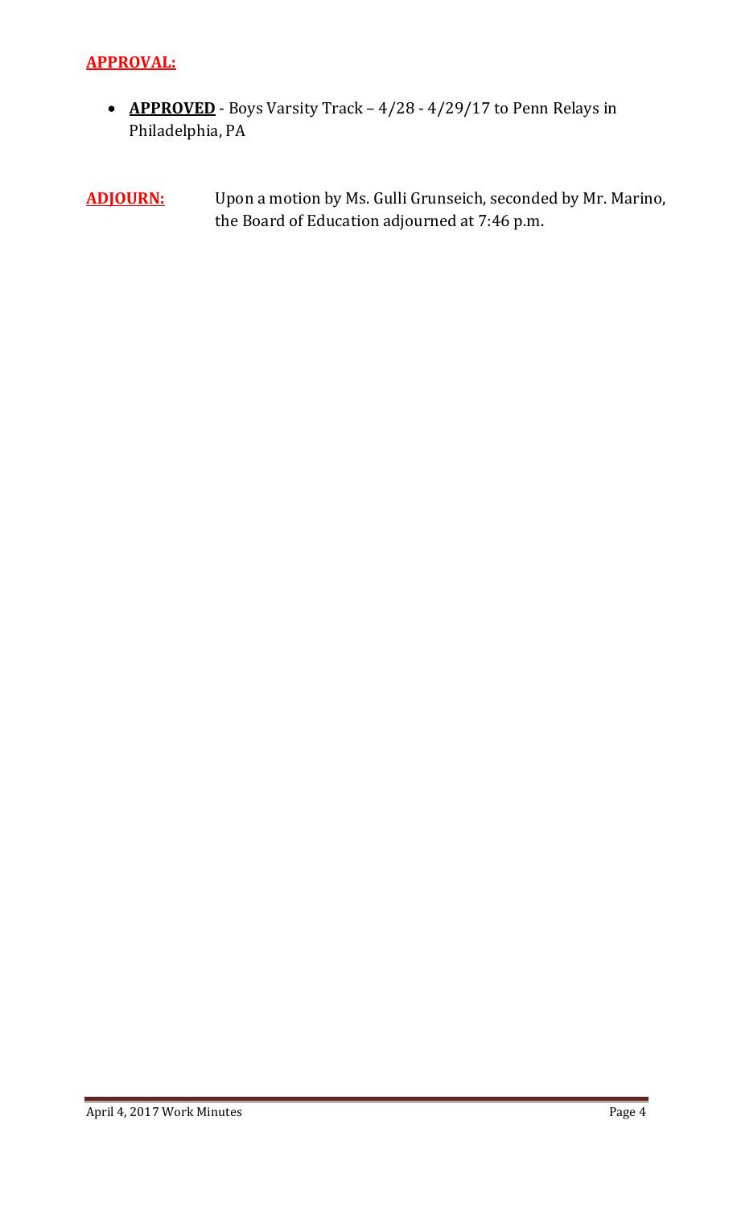**APPROVAL:**

- **APPROVED** - Boys Varsity Track – 4/28 - 4/29/17 to Penn Relays in Philadelphia, PA

**ADJOURN:** Upon a motion by Ms. Gulli Grunseich, seconded by Mr. Marino, the Board of Education adjourned at 7:46 p.m.